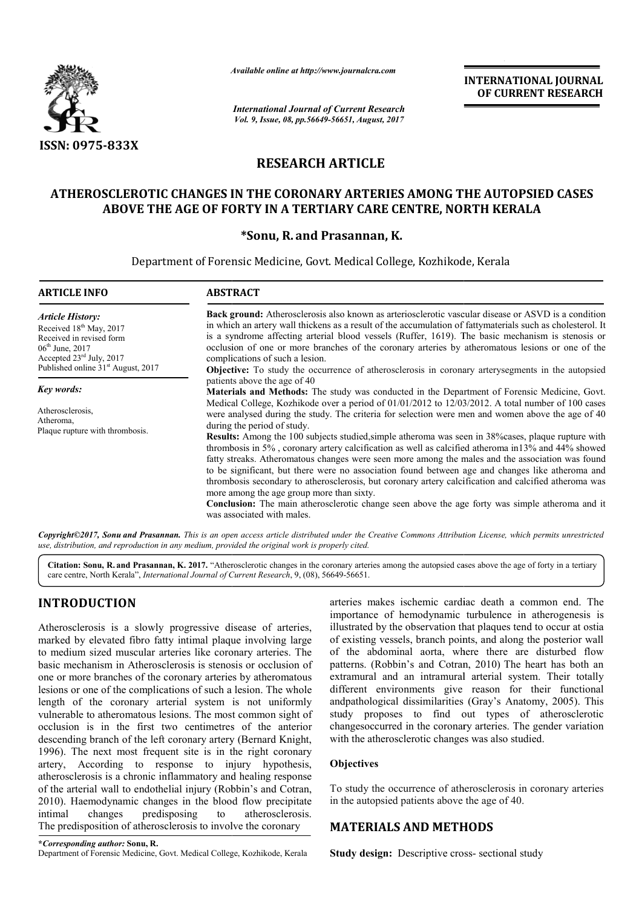*Available online at http://www.journalcra.com*

*International Journal of Current Research*
*Vol. 9, Issue, 08, pp.56649-56651, August, 2017*

**INTERNATIONAL JOURNAL OF CURRENT RESEARCH**

**ISSN: 0975-833X**

## RESEARCH ARTICLE

# ATHEROSCLEROTIC CHANGES IN THE CORONARY ARTERIES AMONG THE AUTOPSIED CASES ABOVE THE AGE OF FORTY IN A TERTIARY CARE CENTRE, NORTH KERALA

**\*Sonu, R. and Prasannan, K.**

Department of Forensic Medicine, Govt. Medical College, Kozhikode, Kerala

### ARTICLE INFO

*Article History:*

Received 18th May, 2017
Received in revised form
06th June, 2017
Accepted 23rd July, 2017
Published online 31st August, 2017

*Key words:*

Atherosclerosis,
Atheroma,
Plaque rupture with thrombosis.

### ABSTRACT

**Back ground:** Atherosclerosis also known as arteriosclerotic vascular disease or ASVD is a condition in which an artery wall thickens as a result of the accumulation of fattymaterials such as cholesterol. It is a syndrome affecting arterial blood vessels (Ruffer, 1619). The basic mechanism is stenosis or occlusion of one or more branches of the coronary arteries by atheromatous lesions or one of the complications of such a lesion.

**Objective:** To study the occurrence of atherosclerosis in coronary arterysegments in the autopsied patients above the age of 40

**Materials and Methods:** The study was conducted in the Department of Forensic Medicine, Govt. Medical College, Kozhikode over a period of 01/01/2012 to 12/03/2012. A total number of 100 cases were analysed during the study. The criteria for selection were men and women above the age of 40 during the period of study.

**Results:** Among the 100 subjects studied,simple atheroma was seen in 38%cases, plaque rupture with thrombosis in 5% , coronary artery calcification as well as calcified atheroma in13% and 44% showed fatty streaks. Atheromatous changes were seen more among the males and the association was found to be significant, but there were no association found between age and changes like atheroma and thrombosis secondary to atherosclerosis, but coronary artery calcification and calcified atheroma was more among the age group more than sixty.

**Conclusion:** The main atherosclerotic change seen above the age forty was simple atheroma and it was associated with males.

*Copyright©2017, Sonu and Prasannan. This is an open access article distributed under the Creative Commons Attribution License, which permits unrestricted use, distribution, and reproduction in any medium, provided the original work is properly cited.*

**Citation: Sonu, R. and Prasannan, K. 2017.** "Atherosclerotic changes in the coronary arteries among the autopsied cases above the age of forty in a tertiary care centre, North Kerala", *International Journal of Current Research*, 9, (08), 56649-56651.

## INTRODUCTION

Atherosclerosis is a slowly progressive disease of arteries, marked by elevated fibro fatty intimal plaque involving large to medium sized muscular arteries like coronary arteries. The basic mechanism in Atherosclerosis is stenosis or occlusion of one or more branches of the coronary arteries by atheromatous lesions or one of the complications of such a lesion. The whole length of the coronary arterial system is not uniformly vulnerable to atheromatous lesions. The most common sight of occlusion is in the first two centimetres of the anterior descending branch of the left coronary artery (Bernard Knight, 1996). The next most frequent site is in the right coronary artery, According to response to injury hypothesis, atherosclerosis is a chronic inflammatory and healing response of the arterial wall to endothelial injury (Robbin's and Cotran, 2010). Haemodynamic changes in the blood flow precipitate intimal changes predisposing to atherosclerosis. The predisposition of atherosclerosis to involve the coronary arteries makes ischemic cardiac death a common end. The importance of hemodynamic turbulence in atherogenesis is illustrated by the observation that plaques tend to occur at ostia of existing vessels, branch points, and along the posterior wall of the abdominal aorta, where there are disturbed flow patterns. (Robbin's and Cotran, 2010) The heart has both an extramural and an intramural arterial system. Their totally different environments give reason for their functional andpathological dissimilarities (Gray's Anatomy, 2005). This study proposes to find out types of atherosclerotic changesoccurred in the coronary arteries. The gender variation with the atherosclerotic changes was also studied.

### Objectives

To study the occurrence of atherosclerosis in coronary arteries in the autopsied patients above the age of 40.

## MATERIALS AND METHODS

**Study design:** Descriptive cross- sectional study

**\*Corresponding author: Sonu, R.**
Department of Forensic Medicine, Govt. Medical College, Kozhikode, Kerala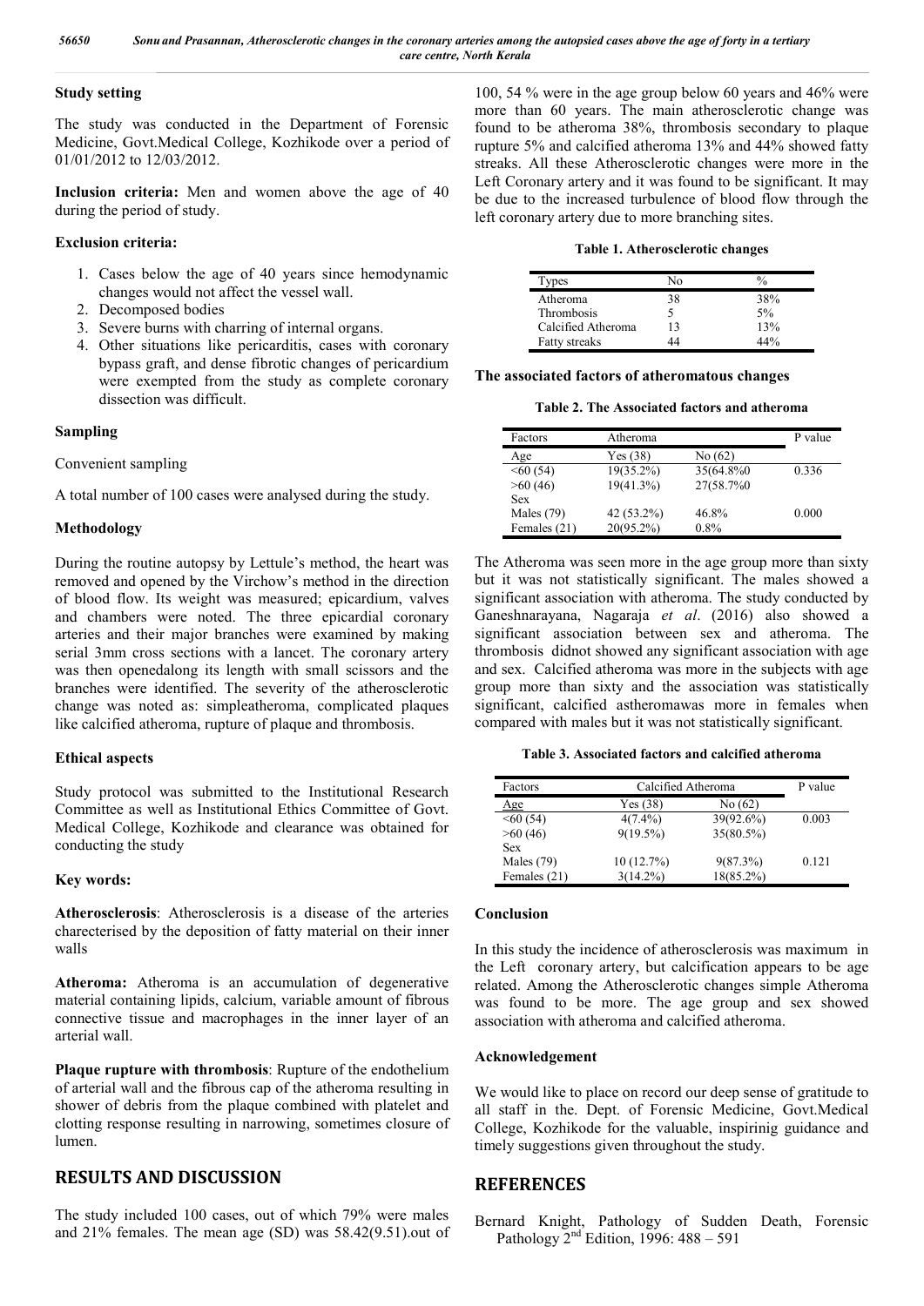### Study setting

The study was conducted in the Department of Forensic Medicine, Govt.Medical College, Kozhikode over a period of 01/01/2012 to 12/03/2012.

**Inclusion criteria:** Men and women above the age of 40 during the period of study.

### Exclusion criteria:

1. Cases below the age of 40 years since hemodynamic changes would not affect the vessel wall.
2. Decomposed bodies
3. Severe burns with charring of internal organs.
4. Other situations like pericarditis, cases with coronary bypass graft, and dense fibrotic changes of pericardium were exempted from the study as complete coronary dissection was difficult.

### Sampling

Convenient sampling

A total number of 100 cases were analysed during the study.

### Methodology

During the routine autopsy by Lettule's method, the heart was removed and opened by the Virchow's method in the direction of blood flow. Its weight was measured; epicardium, valves and chambers were noted. The three epicardial coronary arteries and their major branches were examined by making serial 3mm cross sections with a lancet. The coronary artery was then openedalong its length with small scissors and the branches were identified. The severity of the atherosclerotic change was noted as: simpleatheroma, complicated plaques like calcified atheroma, rupture of plaque and thrombosis.

### Ethical aspects

Study protocol was submitted to the Institutional Research Committee as well as Institutional Ethics Committee of Govt. Medical College, Kozhikode and clearance was obtained for conducting the study

### Key words:

**Atherosclerosis**: Atherosclerosis is a disease of the arteries charecterised by the deposition of fatty material on their inner walls

**Atheroma:** Atheroma is an accumulation of degenerative material containing lipids, calcium, variable amount of fibrous connective tissue and macrophages in the inner layer of an arterial wall.

**Plaque rupture with thrombosis**: Rupture of the endothelium of arterial wall and the fibrous cap of the atheroma resulting in shower of debris from the plaque combined with platelet and clotting response resulting in narrowing, sometimes closure of lumen.

## RESULTS AND DISCUSSION

The study included 100 cases, out of which 79% were males and 21% females. The mean age (SD) was 58.42(9.51).out of 100, 54 % were in the age group below 60 years and 46% were more than 60 years. The main atherosclerotic change was found to be atheroma 38%, thrombosis secondary to plaque rupture 5% and calcified atheroma 13% and 44% showed fatty streaks. All these Atherosclerotic changes were more in the Left Coronary artery and it was found to be significant. It may be due to the increased turbulence of blood flow through the left coronary artery due to more branching sites.

**Table 1. Atherosclerotic changes**

| Types | No | % |
|---|---|---|
| Atheroma | 38 | 38% |
| Thrombosis | 5 | 5% |
| Calcified Atheroma | 13 | 13% |
| Fatty streaks | 44 | 44% |

**The associated factors of atheromatous changes**

**Table 2. The Associated factors and atheroma**

| Factors | Atheroma | | P value |
|---|---|---|---|
| Age | Yes (38) | No (62) | |
| <60 (54) | 19(35.2%) | 35(64.8%0 | 0.336 |
| >60 (46) | 19(41.3%) | 27(58.7%0 | |
| Sex | | | |
| Males (79) | 42 (53.2%) | 46.8% | 0.000 |
| Females (21) | 20(95.2%) | 0.8% | |

The Atheroma was seen more in the age group more than sixty but it was not statistically significant. The males showed a significant association with atheroma. The study conducted by Ganeshnarayana, Nagaraja *et al*. (2016) also showed a significant association between sex and atheroma. The thrombosis didnot showed any significant association with age and sex. Calcified atheroma was more in the subjects with age group more than sixty and the association was statistically significant, calcified astheromawas more in females when compared with males but it was not statistically significant.

**Table 3. Associated factors and calcified atheroma**

| Factors | Calcified Atheroma | | P value |
|---|---|---|---|
| Age | Yes (38) | No (62) | |
| <60 (54) | 4(7.4%) | 39(92.6%) | 0.003 |
| >60 (46) | 9(19.5%) | 35(80.5%) | |
| Sex | | | |
| Males (79) | 10 (12.7%) | 9(87.3%) | 0.121 |
| Females (21) | 3(14.2%) | 18(85.2%) | |

### Conclusion

In this study the incidence of atherosclerosis was maximum in the Left coronary artery, but calcification appears to be age related. Among the Atherosclerotic changes simple Atheroma was found to be more. The age group and sex showed association with atheroma and calcified atheroma.

### Acknowledgement

We would like to place on record our deep sense of gratitude to all staff in the. Dept. of Forensic Medicine, Govt.Medical College, Kozhikode for the valuable, inspirinig guidance and timely suggestions given throughout the study.

## REFERENCES

Bernard Knight, Pathology of Sudden Death, Forensic Pathology 2nd Edition, 1996: 488 – 591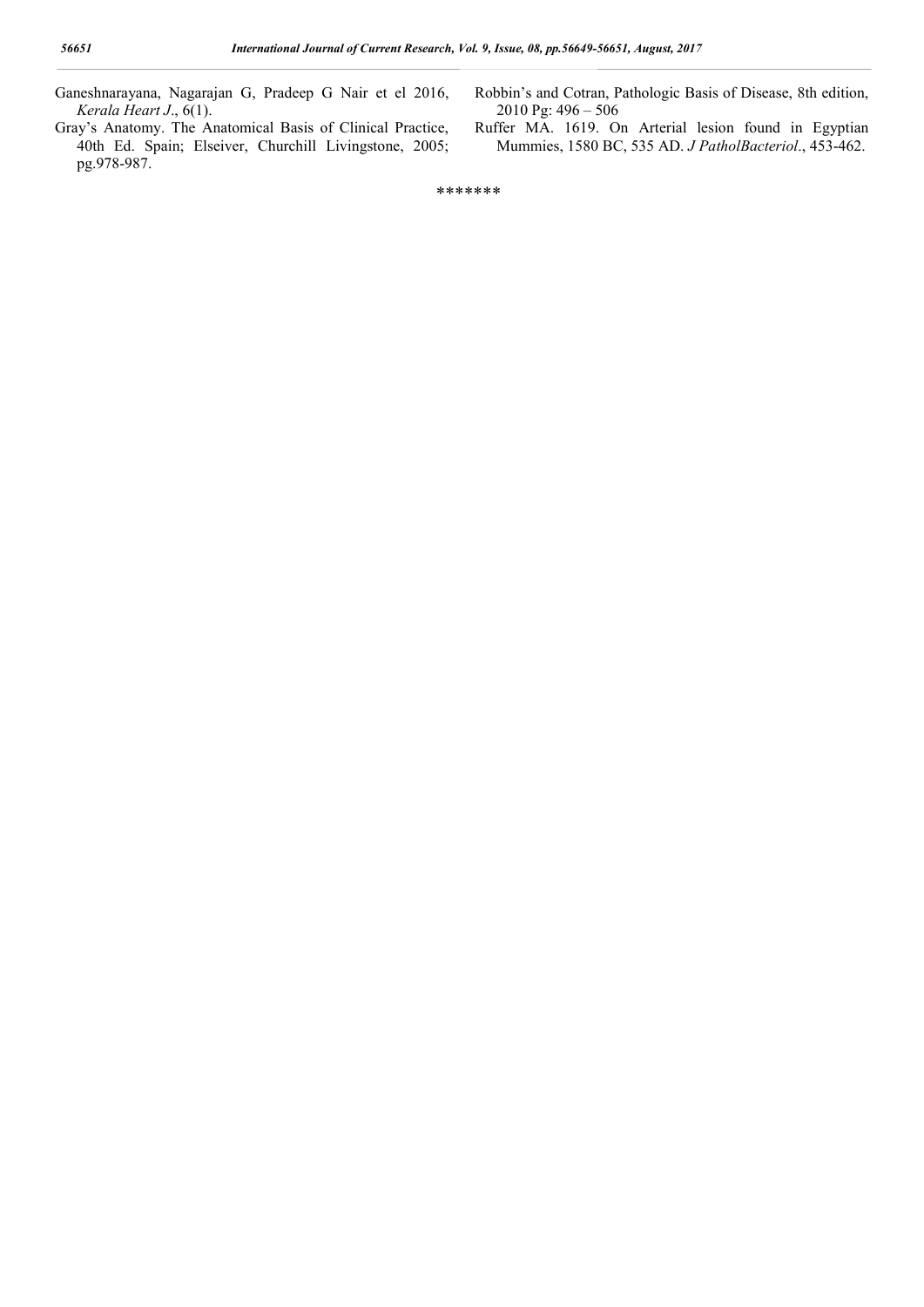Ganeshnarayana, Nagarajan G, Pradeep G Nair et el 2016, *Kerala Heart J*., 6(1).

Gray's Anatomy. The Anatomical Basis of Clinical Practice, 40th Ed. Spain; Elseiver, Churchill Livingstone, 2005; pg.978-987.

Robbin's and Cotran, Pathologic Basis of Disease, 8th edition, 2010 Pg: 496 – 506

Ruffer MA. 1619. On Arterial lesion found in Egyptian Mummies, 1580 BC, 535 AD. *J PatholBacteriol*., 453-462.

*******